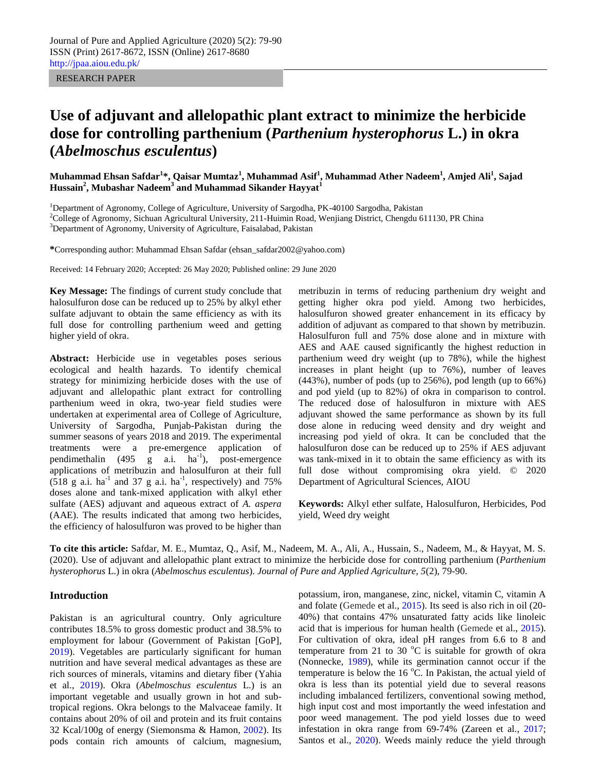RESEARCH PAPER

# Use of adjuvant and allelopathic plant extract to minimize the herbicide dose for controlling parthenium (*Parthenium hysterophorus* L.) in okra (*Abelmoschus esculentus*)

**Muhammad Ehsan Safdar[1]\*, Qaisar Mumtaz[1], Muhammad Asif[1], Muhammad Ather Nadeem[1], Amjed Ali[1], Sajad Hussain[2], Mubashar Nadeem[3] and Muhammad Sikander Hayyat[1]**

[1]Department of Agronomy, College of Agriculture, University of Sargodha, PK-40100 Sargodha, Pakistan
[2]College of Agronomy, Sichuan Agricultural University, 211-Huimin Road, Wenjiang District, Chengdu 611130, PR China
[3]Department of Agronomy, University of Agriculture, Faisalabad, Pakistan

**\***Corresponding author: Muhammad Ehsan Safdar (ehsan_safdar2002@yahoo.com)

Received: 14 February 2020; Accepted: 26 May 2020; Published online: 29 June 2020

**Key Message:** The findings of current study conclude that halosulfuron dose can be reduced up to 25% by alkyl ether sulfate adjuvant to obtain the same efficiency as with its full dose for controlling parthenium weed and getting higher yield of okra.

**Abstract:** Herbicide use in vegetables poses serious ecological and health hazards. To identify chemical strategy for minimizing herbicide doses with the use of adjuvant and allelopathic plant extract for controlling parthenium weed in okra, two-year field studies were undertaken at experimental area of College of Agriculture, University of Sargodha, Punjab-Pakistan during the summer seasons of years 2018 and 2019. The experimental treatments were a pre-emergence application of pendimethalin (495 g a.i. ha$^{-1}$), post-emergence applications of metribuzin and halosulfuron at their full (518 g a.i. ha$^{-1}$ and 37 g a.i. ha$^{-1}$, respectively) and 75% doses alone and tank-mixed application with alkyl ether sulfate (AES) adjuvant and aqueous extract of *A. aspera* (AAE). The results indicated that among two herbicides, the efficiency of halosulfuron was proved to be higher than metribuzin in terms of reducing parthenium dry weight and getting higher okra pod yield. Among two herbicides, halosulfuron showed greater enhancement in its efficacy by addition of adjuvant as compared to that shown by metribuzin. Halosulfuron full and 75% dose alone and in mixture with AES and AAE caused significantly the highest reduction in parthenium weed dry weight (up to 78%), while the highest increases in plant height (up to 76%), number of leaves (443%), number of pods (up to 256%), pod length (up to 66%) and pod yield (up to 82%) of okra in comparison to control. The reduced dose of halosulfuron in mixture with AES adjuvant showed the same performance as shown by its full dose alone in reducing weed density and dry weight and increasing pod yield of okra. It can be concluded that the halosulfuron dose can be reduced up to 25% if AES adjuvant was tank-mixed in it to obtain the same efficiency as with its full dose without compromising okra yield. © 2020 Department of Agricultural Sciences, AIOU

**Keywords:** Alkyl ether sulfate, Halosulfuron, Herbicides, Pod yield, Weed dry weight

**To cite this article:** Safdar, M. E., Mumtaz, Q., Asif, M., Nadeem, M. A., Ali, A., Hussain, S., Nadeem, M., & Hayyat, M. S. (2020). Use of adjuvant and allelopathic plant extract to minimize the herbicide dose for controlling parthenium (*Parthenium hysterophorus* L.) in okra (*Abelmoschus esculentus*). *Journal of Pure and Applied Agriculture*, *5*(2), 79-90.

## Introduction

Pakistan is an agricultural country. Only agriculture contributes 18.5% to gross domestic product and 38.5% to employment for labour (Government of Pakistan [GoP], 2019). Vegetables are particularly significant for human nutrition and have several medical advantages as these are rich sources of minerals, vitamins and dietary fiber (Yahia et al., 2019). Okra (*Abelmoschus esculentus* L.) is an important vegetable and usually grown in hot and sub-tropical regions. Okra belongs to the Malvaceae family. It contains about 20% of oil and protein and its fruit contains 32 Kcal/100g of energy (Siemonsma & Hamon, 2002). Its pods contain rich amounts of calcium, magnesium, potassium, iron, manganese, zinc, nickel, vitamin C, vitamin A and folate (Gemede et al., 2015). Its seed is also rich in oil (20-40%) that contains 47% unsaturated fatty acids like linoleic acid that is imperious for human health (Gemede et al., 2015). For cultivation of okra, ideal pH ranges from 6.6 to 8 and temperature from 21 to 30 °C is suitable for growth of okra (Nonnecke, 1989), while its germination cannot occur if the temperature is below the 16 °C. In Pakistan, the actual yield of okra is less than its potential yield due to several reasons including imbalanced fertilizers, conventional sowing method, high input cost and most importantly the weed infestation and poor weed management. The pod yield losses due to weed infestation in okra range from 69-74% (Zareen et al., 2017; Santos et al., 2020). Weeds mainly reduce the yield through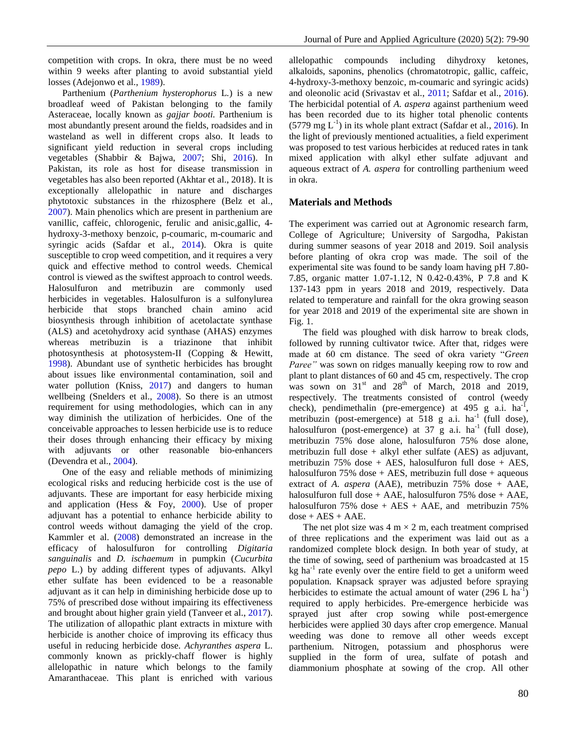competition with crops. In okra, there must be no weed within 9 weeks after planting to avoid substantial yield losses (Adejonwo et al., 1989).

Parthenium (*Parthenium hysterophorus* L.) is a new broadleaf weed of Pakistan belonging to the family Asteraceae, locally known as *gajjar booti.* Parthenium is most abundantly present around the fields, roadsides and in wasteland as well in different crops also. It leads to significant yield reduction in several crops including vegetables (Shabbir & Bajwa, 2007; Shi, 2016). In Pakistan, its role as host for disease transmission in vegetables has also been reported (Akhtar et al., 2018). It is exceptionally allelopathic in nature and discharges phytotoxic substances in the rhizosphere (Belz et al., 2007). Main phenolics which are present in parthenium are vanillic, caffeic, chlorogenic, ferulic and anisic,gallic, 4-hydroxy-3-methoxy benzoic, p-coumaric, m-coumaric and syringic acids (Safdar et al., 2014). Okra is quite susceptible to crop weed competition, and it requires a very quick and effective method to control weeds. Chemical control is viewed as the swiftest approach to control weeds. Halosulfuron and metribuzin are commonly used herbicides in vegetables. Halosulfuron is a sulfonylurea herbicide that stops branched chain amino acid biosynthesis through inhibition of acetolactate synthase (ALS) and acetohydroxy acid synthase (AHAS) enzymes whereas metribuzin is a triazinone that inhibit photosynthesis at photosystem-II (Copping & Hewitt, 1998). Abundant use of synthetic herbicides has brought about issues like environmental contamination, soil and water pollution (Kniss, 2017) and dangers to human wellbeing (Snelders et al., 2008). So there is an utmost requirement for using methodologies, which can in any way diminish the utilization of herbicides. One of the conceivable approaches to lessen herbicide use is to reduce their doses through enhancing their efficacy by mixing with adjuvants or other reasonable bio-enhancers (Devendra et al., 2004).

One of the easy and reliable methods of minimizing ecological risks and reducing herbicide cost is the use of adjuvants. These are important for easy herbicide mixing and application (Hess & Foy, 2000). Use of proper adjuvant has a potential to enhance herbicide ability to control weeds without damaging the yield of the crop. Kammler et al. (2008) demonstrated an increase in the efficacy of halosulfuron for controlling *Digitaria sanguinalis* and *D. ischaemum* in pumpkin (*Cucurbita pepo* L.) by adding different types of adjuvants. Alkyl ether sulfate has been evidenced to be a reasonable adjuvant as it can help in diminishing herbicide dose up to 75% of prescribed dose without impairing its effectiveness and brought about higher grain yield (Tanveer et al., 2017). The utilization of allopathic plant extracts in mixture with herbicide is another choice of improving its efficacy thus useful in reducing herbicide dose. *Achyranthes aspera* L. commonly known as prickly-chaff flower is highly allelopathic in nature which belongs to the family Amaranthaceae. This plant is enriched with various allelopathic compounds including dihydroxy ketones, alkaloids, saponins, phenolics (chromatotropic, gallic, caffeic, 4-hydroxy-3-methoxy benzoic, m-coumaric and syringic acids) and oleonolic acid (Srivastav et al., 2011; Safdar et al., 2016). The herbicidal potential of *A. aspera* against parthenium weed has been recorded due to its higher total phenolic contents (5779 mg $L^{-1}$) in its whole plant extract (Safdar et al., 2016). In the light of previously mentioned actualities, a field experiment was proposed to test various herbicides at reduced rates in tank mixed application with alkyl ether sulfate adjuvant and aqueous extract of *A. aspera* for controlling parthenium weed in okra.

## Materials and Methods

The experiment was carried out at Agronomic research farm, College of Agriculture; University of Sargodha, Pakistan during summer seasons of year 2018 and 2019. Soil analysis before planting of okra crop was made. The soil of the experimental site was found to be sandy loam having pH 7.80-7.85, organic matter 1.07-1.12, N 0.42-0.43%, P 7.8 and K 137-143 ppm in years 2018 and 2019, respectively. Data related to temperature and rainfall for the okra growing season for year 2018 and 2019 of the experimental site are shown in Fig. 1.

The field was ploughed with disk harrow to break clods, followed by running cultivator twice. After that, ridges were made at 60 cm distance. The seed of okra variety "*Green Paree"* was sown on ridges manually keeping row to row and plant to plant distances of 60 and 45 cm, respectively. The crop was sown on 31st and 28th of March, 2018 and 2019, respectively. The treatments consisted of control (weedy check), pendimethalin (pre-emergence) at 495 g a.i. $ha^{-1}$, metribuzin (post-emergence) at 518 g a.i. $ha^{-1}$ (full dose), halosulfuron (post-emergence) at 37 g a.i. $ha^{-1}$ (full dose), metribuzin 75% dose alone, halosulfuron 75% dose alone, metribuzin full dose + alkyl ether sulfate (AES) as adjuvant, metribuzin 75% dose + AES, halosulfuron full dose + AES, halosulfuron 75% dose + AES, metribuzin full dose + aqueous extract of *A. aspera* (AAE), metribuzin 75% dose + AAE, halosulfuron full dose + AAE, halosulfuron 75% dose + AAE, halosulfuron 75% dose + AES + AAE, and metribuzin 75% dose + AES + AAE.

The net plot size was 4 m × 2 m, each treatment comprised of three replications and the experiment was laid out as a randomized complete block design. In both year of study, at the time of sowing, seed of parthenium was broadcasted at 15 kg $ha^{-1}$ rate evenly over the entire field to get a uniform weed population. Knapsack sprayer was adjusted before spraying herbicides to estimate the actual amount of water (296 L $ha^{-1}$) required to apply herbicides. Pre-emergence herbicide was sprayed just after crop sowing while post-emergence herbicides were applied 30 days after crop emergence. Manual weeding was done to remove all other weeds except parthenium. Nitrogen, potassium and phosphorus were supplied in the form of urea, sulfate of potash and diammonium phosphate at sowing of the crop. All other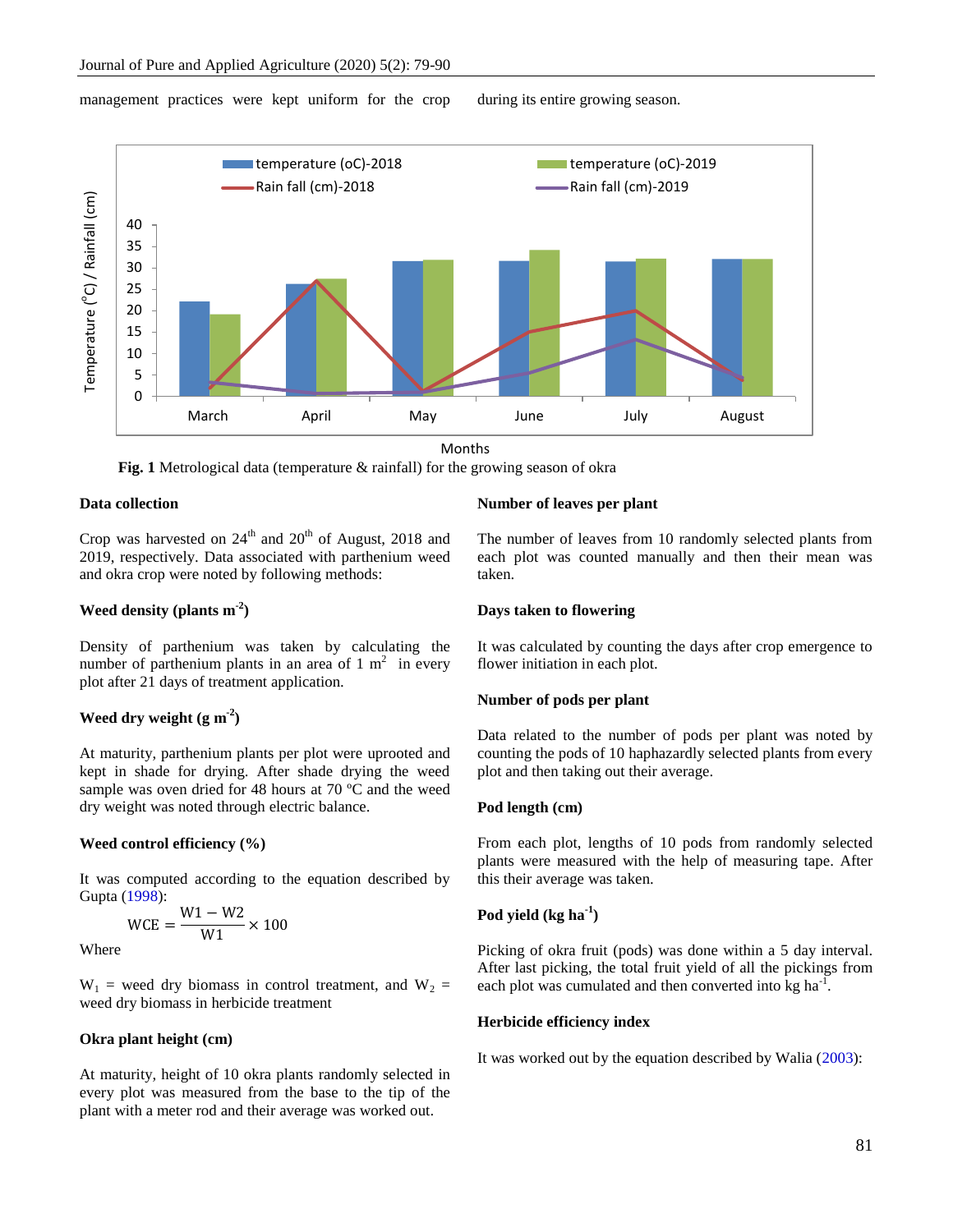management practices were kept uniform for the crop during its entire growing season.

**Fig. 1** Metrological data (temperature & rainfall) for the growing season of okra

### Data collection

Crop was harvested on 24th and 20th of August, 2018 and 2019, respectively. Data associated with parthenium weed and okra crop were noted by following methods:

### Weed density (plants m$^{-2}$)

Density of parthenium was taken by calculating the number of parthenium plants in an area of 1 m$^2$ in every plot after 21 days of treatment application.

### Weed dry weight (g m$^{-2}$)

At maturity, parthenium plants per plot were uprooted and kept in shade for drying. After shade drying the weed sample was oven dried for 48 hours at 70 ºC and the weed dry weight was noted through electric balance.

### Weed control efficiency (%)

It was computed according to the equation described by Gupta (1998):

$$WCE = \frac{W1 - W2}{W1} \times 100$$

Where

$W_1$ = weed dry biomass in control treatment, and $W_2$ = weed dry biomass in herbicide treatment

### Okra plant height (cm)

At maturity, height of 10 okra plants randomly selected in every plot was measured from the base to the tip of the plant with a meter rod and their average was worked out.

### Number of leaves per plant

The number of leaves from 10 randomly selected plants from each plot was counted manually and then their mean was taken.

### Days taken to flowering

It was calculated by counting the days after crop emergence to flower initiation in each plot.

### Number of pods per plant

Data related to the number of pods per plant was noted by counting the pods of 10 haphazardly selected plants from every plot and then taking out their average.

### Pod length (cm)

From each plot, lengths of 10 pods from randomly selected plants were measured with the help of measuring tape. After this their average was taken.

### Pod yield (kg ha$^{-1}$)

Picking of okra fruit (pods) was done within a 5 day interval. After last picking, the total fruit yield of all the pickings from each plot was cumulated and then converted into kg ha$^{-1}$.

### Herbicide efficiency index

It was worked out by the equation described by Walia (2003):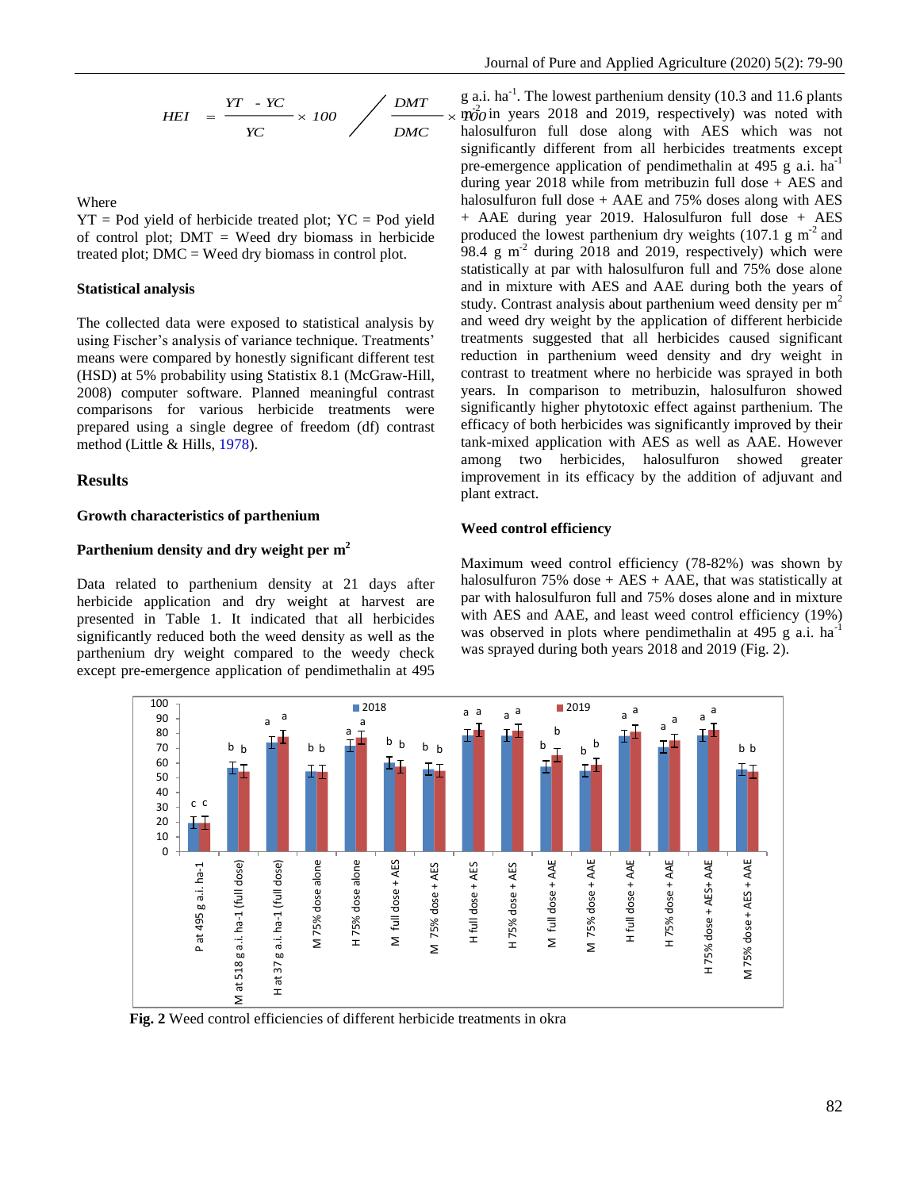$$HEI = \frac{YT - YC}{YC} \times 100 \bigg/ \frac{DMT}{DMC} \times 100$$

Where

YT = Pod yield of herbicide treated plot; YC = Pod yield of control plot; DMT = Weed dry biomass in herbicide treated plot; DMC = Weed dry biomass in control plot.

### Statistical analysis

The collected data were exposed to statistical analysis by using Fischer's analysis of variance technique. Treatments' means were compared by honestly significant different test (HSD) at 5% probability using Statistix 8.1 (McGraw-Hill, 2008) computer software. Planned meaningful contrast comparisons for various herbicide treatments were prepared using a single degree of freedom (df) contrast method (Little & Hills, 1978).

## Results

### Growth characteristics of parthenium

### Parthenium density and dry weight per m$^2$

Data related to parthenium density at 21 days after herbicide application and dry weight at harvest are presented in Table 1. It indicated that all herbicides significantly reduced both the weed density as well as the parthenium dry weight compared to the weedy check except pre-emergence application of pendimethalin at 495 g a.i. ha$^{-1}$. The lowest parthenium density (10.3 and 11.6 plants m$^{-2}$ in years 2018 and 2019, respectively) was noted with halosulfuron full dose along with AES which was not significantly different from all herbicides treatments except pre-emergence application of pendimethalin at 495 g a.i. ha$^{-1}$ during year 2018 while from metribuzin full dose + AES and halosulfuron full dose + AAE and 75% doses along with AES + AAE during year 2019. Halosulfuron full dose + AES produced the lowest parthenium dry weights (107.1 g m$^{-2}$ and 98.4 g m$^{-2}$ during 2018 and 2019, respectively) which were statistically at par with halosulfuron full and 75% dose alone and in mixture with AES and AAE during both the years of study. Contrast analysis about parthenium weed density per m$^2$ and weed dry weight by the application of different herbicide treatments suggested that all herbicides caused significant reduction in parthenium weed density and dry weight in contrast to treatment where no herbicide was sprayed in both years. In comparison to metribuzin, halosulfuron showed significantly higher phytotoxic effect against parthenium. The efficacy of both herbicides was significantly improved by their tank-mixed application with AES as well as AAE. However among two herbicides, halosulfuron showed greater improvement in its efficacy by the addition of adjuvant and plant extract.

### Weed control efficiency

Maximum weed control efficiency (78-82%) was shown by halosulfuron 75% dose + AES + AAE, that was statistically at par with halosulfuron full and 75% doses alone and in mixture with AES and AAE, and least weed control efficiency (19%) was observed in plots where pendimethalin at 495 g a.i. ha$^{-1}$ was sprayed during both years 2018 and 2019 (Fig. 2).

**Fig. 2** Weed control efficiencies of different herbicide treatments in okra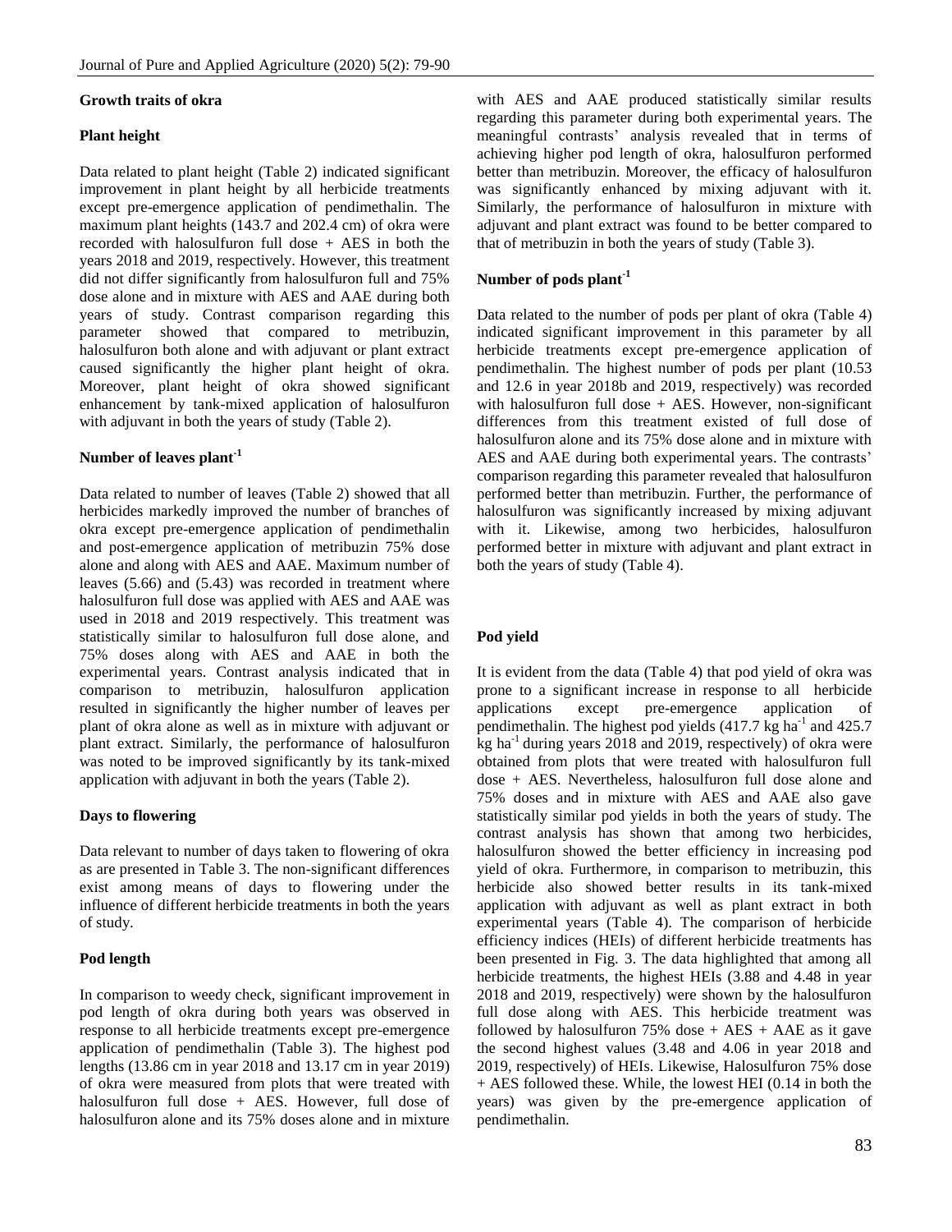### Growth traits of okra

#### Plant height

Data related to plant height (Table 2) indicated significant improvement in plant height by all herbicide treatments except pre-emergence application of pendimethalin. The maximum plant heights (143.7 and 202.4 cm) of okra were recorded with halosulfuron full dose + AES in both the years 2018 and 2019, respectively. However, this treatment did not differ significantly from halosulfuron full and 75% dose alone and in mixture with AES and AAE during both years of study. Contrast comparison regarding this parameter showed that compared to metribuzin, halosulfuron both alone and with adjuvant or plant extract caused significantly the higher plant height of okra. Moreover, plant height of okra showed significant enhancement by tank-mixed application of halosulfuron with adjuvant in both the years of study (Table 2).

#### Number of leaves plant$^{-1}$

Data related to number of leaves (Table 2) showed that all herbicides markedly improved the number of branches of okra except pre-emergence application of pendimethalin and post-emergence application of metribuzin 75% dose alone and along with AES and AAE. Maximum number of leaves (5.66) and (5.43) was recorded in treatment where halosulfuron full dose was applied with AES and AAE was used in 2018 and 2019 respectively. This treatment was statistically similar to halosulfuron full dose alone, and 75% doses along with AES and AAE in both the experimental years. Contrast analysis indicated that in comparison to metribuzin, halosulfuron application resulted in significantly the higher number of leaves per plant of okra alone as well as in mixture with adjuvant or plant extract. Similarly, the performance of halosulfuron was noted to be improved significantly by its tank-mixed application with adjuvant in both the years (Table 2).

#### Days to flowering

Data relevant to number of days taken to flowering of okra as are presented in Table 3. The non-significant differences exist among means of days to flowering under the influence of different herbicide treatments in both the years of study.

#### Pod length

In comparison to weedy check, significant improvement in pod length of okra during both years was observed in response to all herbicide treatments except pre-emergence application of pendimethalin (Table 3). The highest pod lengths (13.86 cm in year 2018 and 13.17 cm in year 2019) of okra were measured from plots that were treated with halosulfuron full dose + AES. However, full dose of halosulfuron alone and its 75% doses alone and in mixture with AES and AAE produced statistically similar results regarding this parameter during both experimental years. The meaningful contrasts' analysis revealed that in terms of achieving higher pod length of okra, halosulfuron performed better than metribuzin. Moreover, the efficacy of halosulfuron was significantly enhanced by mixing adjuvant with it. Similarly, the performance of halosulfuron in mixture with adjuvant and plant extract was found to be better compared to that of metribuzin in both the years of study (Table 3).

#### Number of pods plant$^{-1}$

Data related to the number of pods per plant of okra (Table 4) indicated significant improvement in this parameter by all herbicide treatments except pre-emergence application of pendimethalin. The highest number of pods per plant (10.53 and 12.6 in year 2018b and 2019, respectively) was recorded with halosulfuron full dose + AES. However, non-significant differences from this treatment existed of full dose of halosulfuron alone and its 75% dose alone and in mixture with AES and AAE during both experimental years. The contrasts' comparison regarding this parameter revealed that halosulfuron performed better than metribuzin. Further, the performance of halosulfuron was significantly increased by mixing adjuvant with it. Likewise, among two herbicides, halosulfuron performed better in mixture with adjuvant and plant extract in both the years of study (Table 4).

#### Pod yield

It is evident from the data (Table 4) that pod yield of okra was prone to a significant increase in response to all herbicide applications except pre-emergence application of pendimethalin. The highest pod yields (417.7 kg ha$^{-1}$ and 425.7 kg ha$^{-1}$ during years 2018 and 2019, respectively) of okra were obtained from plots that were treated with halosulfuron full dose + AES. Nevertheless, halosulfuron full dose alone and 75% doses and in mixture with AES and AAE also gave statistically similar pod yields in both the years of study. The contrast analysis has shown that among two herbicides, halosulfuron showed the better efficiency in increasing pod yield of okra. Furthermore, in comparison to metribuzin, this herbicide also showed better results in its tank-mixed application with adjuvant as well as plant extract in both experimental years (Table 4). The comparison of herbicide efficiency indices (HEIs) of different herbicide treatments has been presented in Fig. 3. The data highlighted that among all herbicide treatments, the highest HEIs (3.88 and 4.48 in year 2018 and 2019, respectively) were shown by the halosulfuron full dose along with AES. This herbicide treatment was followed by halosulfuron 75% dose + AES + AAE as it gave the second highest values (3.48 and 4.06 in year 2018 and 2019, respectively) of HEIs. Likewise, Halosulfuron 75% dose + AES followed these. While, the lowest HEI (0.14 in both the years) was given by the pre-emergence application of pendimethalin.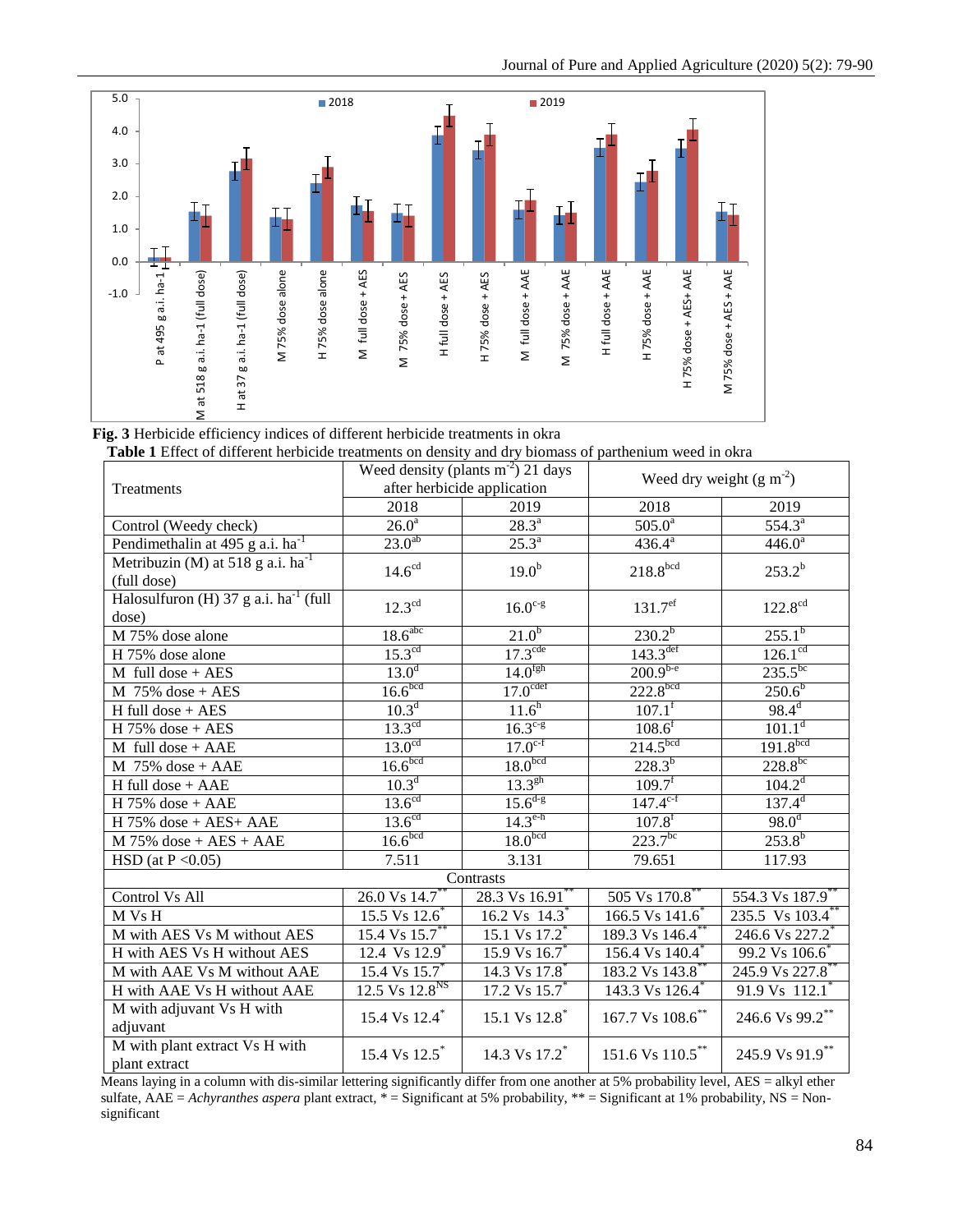**Fig. 3** Herbicide efficiency indices of different herbicide treatments in okra

**Table 1** Effect of different herbicide treatments on density and dry biomass of parthenium weed in okra

| Treatments | Weed density (plants $m^{-2}$) 21 days after herbicide application | | Weed dry weight (g $m^{-2}$) | |
|---|---|---|---|---|
| | 2018 | 2019 | 2018 | 2019 |
| Control (Weedy check) | $26.0^{a}$ | $28.3^{a}$ | $505.0^{a}$ | $554.3^{a}$ |
| Pendimethalin at 495 g a.i. $ha^{-1}$ | $23.0^{ab}$ | $25.3^{a}$ | $436.4^{a}$ | $446.0^{a}$ |
| Metribuzin (M) at 518 g a.i. $ha^{-1}$ (full dose) | $14.6^{cd}$ | $19.0^{b}$ | $218.8^{bcd}$ | $253.2^{b}$ |
| Halosulfuron (H) 37 g a.i. $ha^{-1}$ (full dose) | $12.3^{cd}$ | $16.0^{c-g}$ | $131.7^{ef}$ | $122.8^{cd}$ |
| M 75% dose alone | $18.6^{abc}$ | $21.0^{b}$ | $230.2^{b}$ | $255.1^{b}$ |
| H 75% dose alone | $15.3^{cd}$ | $17.3^{cde}$ | $143.3^{def}$ | $126.1^{cd}$ |
| M full dose + AES | $13.0^{d}$ | $14.0^{fgh}$ | $200.9^{b-e}$ | $235.5^{bc}$ |
| M 75% dose + AES | $16.6^{bcd}$ | $17.0^{cdef}$ | $222.8^{bcd}$ | $250.6^{b}$ |
| H full dose + AES | $10.3^{d}$ | $11.6^{h}$ | $107.1^{f}$ | $98.4^{d}$ |
| H 75% dose + AES | $13.3^{cd}$ | $16.3^{c-g}$ | $108.6^{f}$ | $101.1^{d}$ |
| M full dose + AAE | $13.0^{cd}$ | $17.0^{c-f}$ | $214.5^{bcd}$ | $191.8^{bcd}$ |
| M 75% dose + AAE | $16.6^{bcd}$ | $18.0^{bcd}$ | $228.3^{b}$ | $228.8^{bc}$ |
| H full dose + AAE | $10.3^{d}$ | $13.3^{gh}$ | $109.7^{f}$ | $104.2^{d}$ |
| H 75% dose + AAE | $13.6^{cd}$ | $15.6^{d-g}$ | $147.4^{c-f}$ | $137.4^{d}$ |
| H 75% dose + AES+ AAE | $13.6^{cd}$ | $14.3^{e-h}$ | $107.8^{f}$ | $98.0^{d}$ |
| M 75% dose + AES + AAE | $16.6^{bcd}$ | $18.0^{bcd}$ | $223.7^{bc}$ | $253.8^{b}$ |
| HSD (at P <0.05) | 7.511 | 3.131 | 79.651 | 117.93 |
| **Contrasts** | | | | |
| Control Vs All | 26.0 Vs $14.7^{**}$ | 28.3 Vs $16.91^{**}$ | 505 Vs $170.8^{**}$ | 554.3 Vs $187.9^{**}$ |
| M Vs H | 15.5 Vs $12.6^{*}$ | 16.2 Vs $14.3^{*}$ | 166.5 Vs $141.6^{*}$ | 235.5 Vs $103.4^{**}$ |
| M with AES Vs M without AES | 15.4 Vs $15.7^{**}$ | 15.1 Vs $17.2^{*}$ | 189.3 Vs $146.4^{**}$ | 246.6 Vs $227.2^{*}$ |
| H with AES Vs H without AES | 12.4 Vs $12.9^{*}$ | 15.9 Vs $16.7^{*}$ | 156.4 Vs $140.4^{*}$ | 99.2 Vs $106.6^{*}$ |
| M with AAE Vs M without AAE | 15.4 Vs $15.7^{*}$ | 14.3 Vs $17.8^{*}$ | 183.2 Vs $143.8^{**}$ | 245.9 Vs $227.8^{**}$ |
| H with AAE Vs H without AAE | 12.5 Vs $12.8^{NS}$ | 17.2 Vs $15.7^{*}$ | 143.3 Vs $126.4^{*}$ | 91.9 Vs $112.1^{*}$ |
| M with adjuvant Vs H with adjuvant | 15.4 Vs $12.4^{*}$ | 15.1 Vs $12.8^{*}$ | 167.7 Vs $108.6^{**}$ | 246.6 Vs $99.2^{**}$ |
| M with plant extract Vs H with plant extract | 15.4 Vs $12.5^{*}$ | 14.3 Vs $17.2^{*}$ | 151.6 Vs $110.5^{**}$ | 245.9 Vs $91.9^{**}$ |

Means laying in a column with dis-similar lettering significantly differ from one another at 5% probability level, AES = alkyl ether sulfate, AAE = *Achyranthes aspera* plant extract, * = Significant at 5% probability, ** = Significant at 1% probability, NS = Non-significant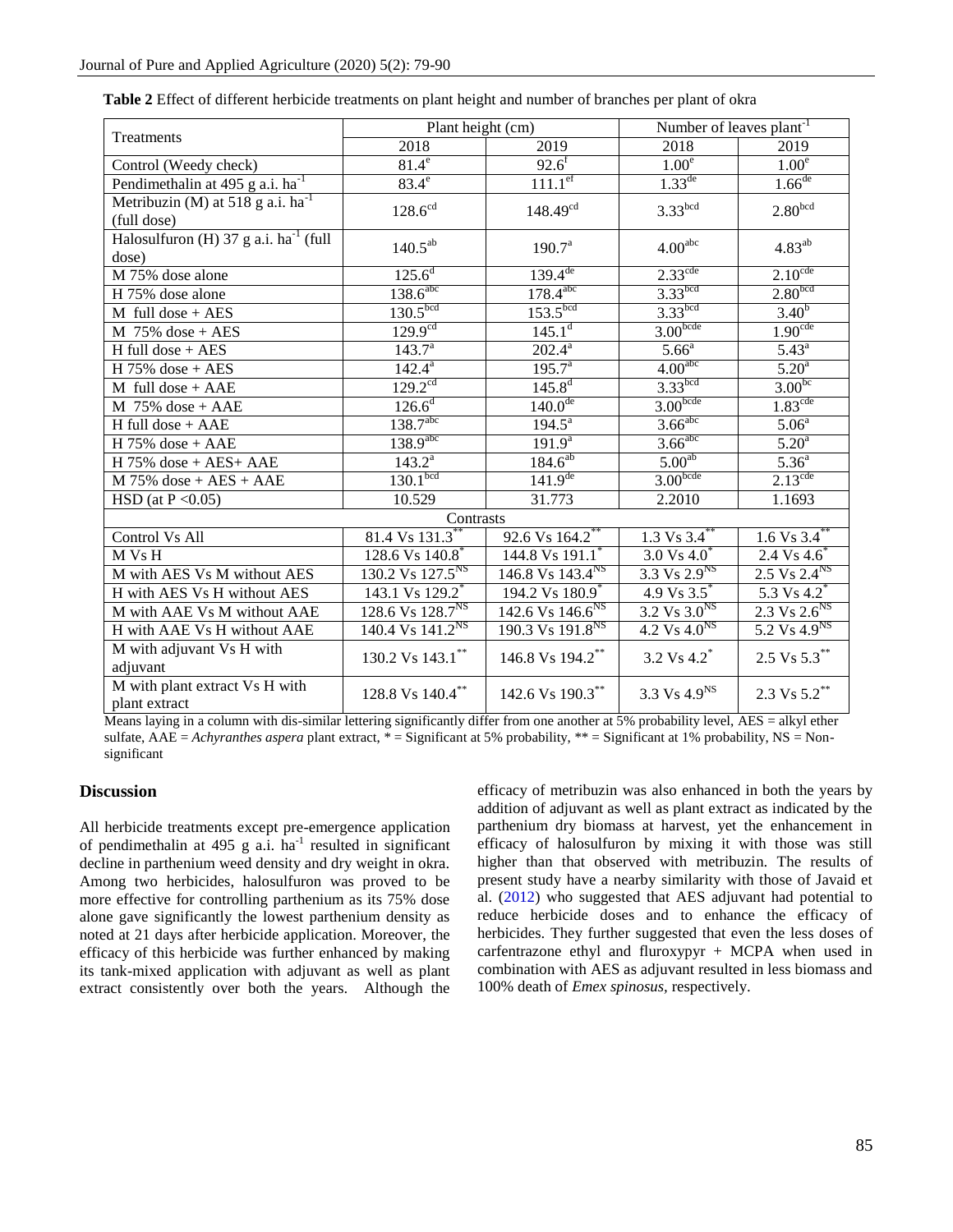**Table 2** Effect of different herbicide treatments on plant height and number of branches per plant of okra

| Treatments | Plant height (cm) | | Number of leaves plant$^{-1}$ | |
|---|---|---|---|---|
| | 2018 | 2019 | 2018 | 2019 |
| Control (Weedy check) | $81.4^{e}$ | $92.6^{f}$ | $1.00^{e}$ | $1.00^{e}$ |
| Pendimethalin at 495 g a.i. ha$^{-1}$ | $83.4^{e}$ | $111.1^{ef}$ | $1.33^{de}$ | $1.66^{de}$ |
| Metribuzin (M) at 518 g a.i. ha$^{-1}$ (full dose) | $128.6^{cd}$ | $148.49^{cd}$ | $3.33^{bcd}$ | $2.80^{bcd}$ |
| Halosulfuron (H) 37 g a.i. ha$^{-1}$ (full dose) | $140.5^{ab}$ | $190.7^{a}$ | $4.00^{abc}$ | $4.83^{ab}$ |
| M 75% dose alone | $125.6^{d}$ | $139.4^{de}$ | $2.33^{cde}$ | $2.10^{cde}$ |
| H 75% dose alone | $138.6^{abc}$ | $178.4^{abc}$ | $3.33^{bcd}$ | $2.80^{bcd}$ |
| M full dose + AES | $130.5^{bcd}$ | $153.5^{bcd}$ | $3.33^{bcd}$ | $3.40^{b}$ |
| M 75% dose + AES | $129.9^{cd}$ | $145.1^{d}$ | $3.00^{bcde}$ | $1.90^{cde}$ |
| H full dose + AES | $143.7^{a}$ | $202.4^{a}$ | $5.66^{a}$ | $5.43^{a}$ |
| H 75% dose + AES | $142.4^{a}$ | $195.7^{a}$ | $4.00^{abc}$ | $5.20^{a}$ |
| M full dose + AAE | $129.2^{cd}$ | $145.8^{d}$ | $3.33^{bcd}$ | $3.00^{bc}$ |
| M 75% dose + AAE | $126.6^{d}$ | $140.0^{de}$ | $3.00^{bcde}$ | $1.83^{cde}$ |
| H full dose + AAE | $138.7^{abc}$ | $194.5^{a}$ | $3.66^{abc}$ | $5.06^{a}$ |
| H 75% dose + AAE | $138.9^{abc}$ | $191.9^{a}$ | $3.66^{abc}$ | $5.20^{a}$ |
| H 75% dose + AES+ AAE | $143.2^{a}$ | $184.6^{ab}$ | $5.00^{ab}$ | $5.36^{a}$ |
| M 75% dose + AES + AAE | $130.1^{bcd}$ | $141.9^{de}$ | $3.00^{bcde}$ | $2.13^{cde}$ |
| HSD (at P <0.05) | 10.529 | 31.773 | 2.2010 | 1.1693 |
| Contrasts | | | | |
| Control Vs All | 81.4 Vs 131.3$^{**}$ | 92.6 Vs 164.2$^{**}$ | 1.3 Vs 3.4$^{**}$ | 1.6 Vs 3.4$^{**}$ |
| M Vs H | 128.6 Vs 140.8$^{*}$ | 144.8 Vs 191.1$^{*}$ | 3.0 Vs 4.0$^{*}$ | 2.4 Vs 4.6$^{*}$ |
| M with AES Vs M without AES | 130.2 Vs 127.5$^{NS}$ | 146.8 Vs 143.4$^{NS}$ | 3.3 Vs 2.9$^{NS}$ | 2.5 Vs 2.4$^{NS}$ |
| H with AES Vs H without AES | 143.1 Vs 129.2$^{*}$ | 194.2 Vs 180.9$^{*}$ | 4.9 Vs 3.5$^{*}$ | 5.3 Vs 4.2$^{*}$ |
| M with AAE Vs M without AAE | 128.6 Vs 128.7$^{NS}$ | 142.6 Vs 146.6$^{NS}$ | 3.2 Vs 3.0$^{NS}$ | 2.3 Vs 2.6$^{NS}$ |
| H with AAE Vs H without AAE | 140.4 Vs 141.2$^{NS}$ | 190.3 Vs 191.8$^{NS}$ | 4.2 Vs 4.0$^{NS}$ | 5.2 Vs 4.9$^{NS}$ |
| M with adjuvant Vs H with adjuvant | 130.2 Vs 143.1$^{**}$ | 146.8 Vs 194.2$^{**}$ | 3.2 Vs 4.2$^{*}$ | 2.5 Vs 5.3$^{**}$ |
| M with plant extract Vs H with plant extract | 128.8 Vs 140.4$^{**}$ | 142.6 Vs 190.3$^{**}$ | 3.3 Vs 4.9$^{NS}$ | 2.3 Vs 5.2$^{**}$ |

Means laying in a column with dis-similar lettering significantly differ from one another at 5% probability level, AES = alkyl ether sulfate, AAE = *Achyranthes aspera* plant extract, * = Significant at 5% probability, ** = Significant at 1% probability, NS = Non-significant

## Discussion

All herbicide treatments except pre-emergence application of pendimethalin at 495 g a.i. ha$^{-1}$ resulted in significant decline in parthenium weed density and dry weight in okra. Among two herbicides, halosulfuron was proved to be more effective for controlling parthenium as its 75% dose alone gave significantly the lowest parthenium density as noted at 21 days after herbicide application. Moreover, the efficacy of this herbicide was further enhanced by making its tank-mixed application with adjuvant as well as plant extract consistently over both the years. Although the efficacy of metribuzin was also enhanced in both the years by addition of adjuvant as well as plant extract as indicated by the parthenium dry biomass at harvest, yet the enhancement in efficacy of halosulfuron by mixing it with those was still higher than that observed with metribuzin. The results of present study have a nearby similarity with those of Javaid et al. (2012) who suggested that AES adjuvant had potential to reduce herbicide doses and to enhance the efficacy of herbicides. They further suggested that even the less doses of carfentrazone ethyl and fluroxypyr + MCPA when used in combination with AES as adjuvant resulted in less biomass and 100% death of *Emex spinosus*, respectively.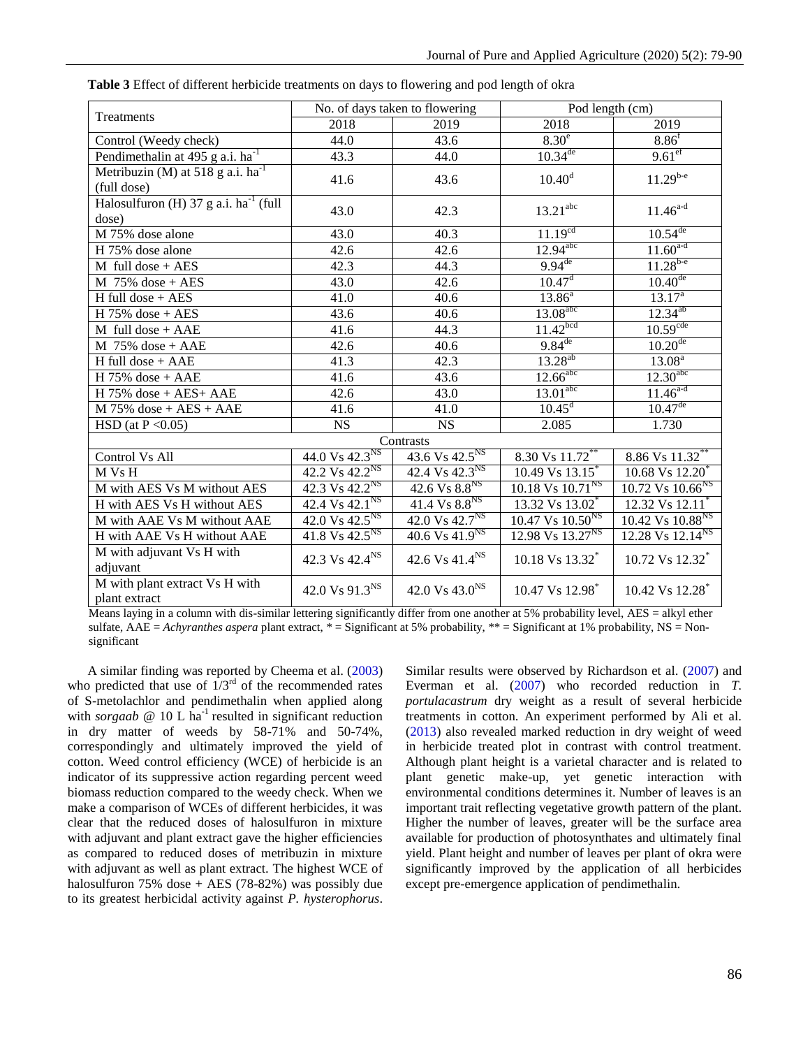**Table 3** Effect of different herbicide treatments on days to flowering and pod length of okra

| Treatments | No. of days taken to flowering | | Pod length (cm) | |
|---|---|---|---|---|
| | 2018 | 2019 | 2018 | 2019 |
| Control (Weedy check) | 44.0 | 43.6 | 8.30$^{e}$ | 8.86$^{f}$ |
| Pendimethalin at 495 g a.i. ha$^{-1}$ | 43.3 | 44.0 | 10.34$^{de}$ | 9.61$^{ef}$ |
| Metribuzin (M) at 518 g a.i. ha$^{-1}$ (full dose) | 41.6 | 43.6 | 10.40$^{d}$ | 11.29$^{b-e}$ |
| Halosulfuron (H) 37 g a.i. ha$^{-1}$ (full dose) | 43.0 | 42.3 | 13.21$^{abc}$ | 11.46$^{a-d}$ |
| M 75% dose alone | 43.0 | 40.3 | 11.19$^{cd}$ | 10.54$^{de}$ |
| H 75% dose alone | 42.6 | 42.6 | 12.94$^{abc}$ | 11.60$^{a-d}$ |
| M full dose + AES | 42.3 | 44.3 | 9.94$^{de}$ | 11.28$^{b-e}$ |
| M 75% dose + AES | 43.0 | 42.6 | 10.47$^{d}$ | 10.40$^{de}$ |
| H full dose + AES | 41.0 | 40.6 | 13.86$^{a}$ | 13.17$^{a}$ |
| H 75% dose + AES | 43.6 | 40.6 | 13.08$^{abc}$ | 12.34$^{ab}$ |
| M full dose + AAE | 41.6 | 44.3 | 11.42$^{bcd}$ | 10.59$^{cde}$ |
| M 75% dose + AAE | 42.6 | 40.6 | 9.84$^{de}$ | 10.20$^{de}$ |
| H full dose + AAE | 41.3 | 42.3 | 13.28$^{ab}$ | 13.08$^{a}$ |
| H 75% dose + AAE | 41.6 | 43.6 | 12.66$^{abc}$ | 12.30$^{abc}$ |
| H 75% dose + AES+ AAE | 42.6 | 43.0 | 13.01$^{abc}$ | 11.46$^{a-d}$ |
| M 75% dose + AES + AAE | 41.6 | 41.0 | 10.45$^{d}$ | 10.47$^{de}$ |
| HSD (at P <0.05) | NS | NS | 2.085 | 1.730 |
| Contrasts | | | | |
| Control Vs All | 44.0 Vs 42.3$^{NS}$ | 43.6 Vs 42.5$^{NS}$ | 8.30 Vs 11.72$^{**}$ | 8.86 Vs 11.32$^{**}$ |
| M Vs H | 42.2 Vs 42.2$^{NS}$ | 42.4 Vs 42.3$^{NS}$ | 10.49 Vs 13.15$^{*}$ | 10.68 Vs 12.20$^{*}$ |
| M with AES Vs M without AES | 42.3 Vs 42.2$^{NS}$ | 42.6 Vs 8.8$^{NS}$ | 10.18 Vs 10.71$^{NS}$ | 10.72 Vs 10.66$^{NS}$ |
| H with AES Vs H without AES | 42.4 Vs 42.1$^{NS}$ | 41.4 Vs 8.8$^{NS}$ | 13.32 Vs 13.02$^{*}$ | 12.32 Vs 12.11$^{*}$ |
| M with AAE Vs M without AAE | 42.0 Vs 42.5$^{NS}$ | 42.0 Vs 42.7$^{NS}$ | 10.47 Vs 10.50$^{NS}$ | 10.42 Vs 10.88$^{NS}$ |
| H with AAE Vs H without AAE | 41.8 Vs 42.5$^{NS}$ | 40.6 Vs 41.9$^{NS}$ | 12.98 Vs 13.27$^{NS}$ | 12.28 Vs 12.14$^{NS}$ |
| M with adjuvant Vs H with adjuvant | 42.3 Vs 42.4$^{NS}$ | 42.6 Vs 41.4$^{NS}$ | 10.18 Vs 13.32$^{*}$ | 10.72 Vs 12.32$^{*}$ |
| M with plant extract Vs H with plant extract | 42.0 Vs 91.3$^{NS}$ | 42.0 Vs 43.0$^{NS}$ | 10.47 Vs 12.98$^{*}$ | 10.42 Vs 12.28$^{*}$ |

Means laying in a column with dis-similar lettering significantly differ from one another at 5% probability level, AES = alkyl ether sulfate, AAE = *Achyranthes aspera* plant extract, * = Significant at 5% probability, ** = Significant at 1% probability, NS = Non-significant

A similar finding was reported by Cheema et al. (2003) who predicted that use of 1/3$^{rd}$ of the recommended rates of S-metolachlor and pendimethalin when applied along with *sorgaab* @ 10 L ha$^{-1}$ resulted in significant reduction in dry matter of weeds by 58-71% and 50-74%, correspondingly and ultimately improved the yield of cotton. Weed control efficiency (WCE) of herbicide is an indicator of its suppressive action regarding percent weed biomass reduction compared to the weedy check. When we make a comparison of WCEs of different herbicides, it was clear that the reduced doses of halosulfuron in mixture with adjuvant and plant extract gave the higher efficiencies as compared to reduced doses of metribuzin in mixture with adjuvant as well as plant extract. The highest WCE of halosulfuron 75% dose + AES (78-82%) was possibly due to its greatest herbicidal activity against *P. hysterophorus*.

Similar results were observed by Richardson et al. (2007) and Everman et al. (2007) who recorded reduction in *T. portulacastrum* dry weight as a result of several herbicide treatments in cotton. An experiment performed by Ali et al. (2013) also revealed marked reduction in dry weight of weed in herbicide treated plot in contrast with control treatment. Although plant height is a varietal character and is related to plant genetic make-up, yet genetic interaction with environmental conditions determines it. Number of leaves is an important trait reflecting vegetative growth pattern of the plant. Higher the number of leaves, greater will be the surface area available for production of photosynthates and ultimately final yield. Plant height and number of leaves per plant of okra were significantly improved by the application of all herbicides except pre-emergence application of pendimethalin.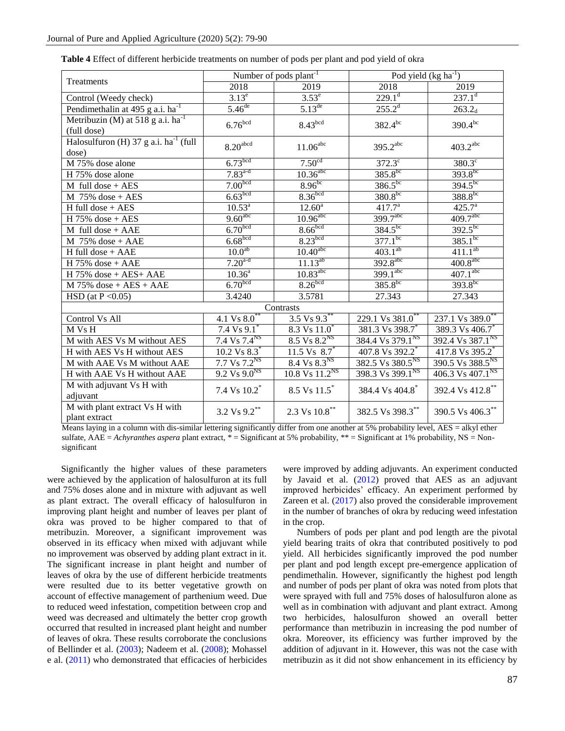**Table 4** Effect of different herbicide treatments on number of pods per plant and pod yield of okra

| Treatments | Number of pods plant$^{-1}$ | | Pod yield (kg ha$^{-1}$) | |
|---|---|---|---|---|
| | 2018 | 2019 | 2018 | 2019 |
| Control (Weedy check) | 3.13$^{e}$ | 3.53$^{e}$ | 229.1$^{d}$ | 237.1$^{d}$ |
| Pendimethalin at 495 g a.i. ha$^{-1}$ | 5.46$^{de}$ | 5.13$^{de}$ | 255.2$^{d}$ | 263.2$_{d}$ |
| Metribuzin (M) at 518 g a.i. ha$^{-1}$ (full dose) | 6.76$^{bcd}$ | 8.43$^{bcd}$ | 382.4$^{bc}$ | 390.4$^{bc}$ |
| Halosulfuron (H) 37 g a.i. ha$^{-1}$ (full dose) | 8.20$^{abcd}$ | 11.06$^{abc}$ | 395.2$^{abc}$ | 403.2$^{abc}$ |
| M 75% dose alone | 6.73$^{bcd}$ | 7.50$^{cd}$ | 372.3$^{c}$ | 380.3$^{c}$ |
| H 75% dose alone | 7.83$^{a-d}$ | 10.36$^{abc}$ | 385.8$^{bc}$ | 393.8$^{bc}$ |
| M full dose + AES | 7.00$^{bcd}$ | 8.96$^{bc}$ | 386.5$^{bc}$ | 394.5$^{bc}$ |
| M 75% dose + AES | 6.63$^{bcd}$ | 8.36$^{bcd}$ | 380.8$^{bc}$ | 388.8$^{bc}$ |
| H full dose + AES | 10.53$^{a}$ | 12.60$^{a}$ | 417.7$^{a}$ | 425.7$^{a}$ |
| H 75% dose + AES | 9.60$^{abc}$ | 10.96$^{abc}$ | 399.7$^{abc}$ | 409.7$^{abc}$ |
| M full dose + AAE | 6.70$^{bcd}$ | 8.66$^{bcd}$ | 384.5$^{bc}$ | 392.5$^{bc}$ |
| M 75% dose + AAE | 6.68$^{bcd}$ | 8.23$^{bcd}$ | 377.1$^{bc}$ | 385.1$^{bc}$ |
| H full dose + AAE | 10.0$^{ab}$ | 10.40$^{abc}$ | 403.1$^{ab}$ | 411.1$^{ab}$ |
| H 75% dose + AAE | 7.20$^{a-d}$ | 11.13$^{ab}$ | 392.8$^{abc}$ | 400.8$^{abc}$ |
| H 75% dose + AES+ AAE | 10.36$^{a}$ | 10.83$^{abc}$ | 399.1$^{abc}$ | 407.1$^{abc}$ |
| M 75% dose + AES + AAE | 6.70$^{bcd}$ | 8.26$^{bcd}$ | 385.8$^{bc}$ | 393.8$^{bc}$ |
| HSD (at P <0.05) | 3.4240 | 3.5781 | 27.343 | 27.343 |
| Contrasts | | | | |
| Control Vs All | 4.1 Vs 8.0$^{**}$ | 3.5 Vs 9.3$^{**}$ | 229.1 Vs 381.0$^{**}$ | 237.1 Vs 389.0$^{**}$ |
| M Vs H | 7.4 Vs 9.1$^{*}$ | 8.3 Vs 11.0$^{*}$ | 381.3 Vs 398.7$^{*}$ | 389.3 Vs 406.7$^{*}$ |
| M with AES Vs M without AES | 7.4 Vs 7.4$^{NS}$ | 8.5 Vs 8.2$^{NS}$ | 384.4 Vs 379.1$^{NS}$ | 392.4 Vs 387.1$^{NS}$ |
| H with AES Vs H without AES | 10.2 Vs 8.3$^{*}$ | 11.5 Vs 8.7$^{*}$ | 407.8 Vs 392.2$^{*}$ | 417.8 Vs 395.2$^{*}$ |
| M with AAE Vs M without AAE | 7.7 Vs 7.2$^{NS}$ | 8.4 Vs 8.3$^{NS}$ | 382.5 Vs 380.5$^{NS}$ | 390.5 Vs 388.5$^{NS}$ |
| H with AAE Vs H without AAE | 9.2 Vs 9.0$^{NS}$ | 10.8 Vs 11.2$^{NS}$ | 398.3 Vs 399.1$^{NS}$ | 406.3 Vs 407.1$^{NS}$ |
| M with adjuvant Vs H with adjuvant | 7.4 Vs 10.2$^{*}$ | 8.5 Vs 11.5$^{*}$ | 384.4 Vs 404.8$^{*}$ | 392.4 Vs 412.8$^{**}$ |
| M with plant extract Vs H with plant extract | 3.2 Vs 9.2$^{**}$ | 2.3 Vs 10.8$^{**}$ | 382.5 Vs 398.3$^{**}$ | 390.5 Vs 406.3$^{**}$ |

Means laying in a column with dis-similar lettering significantly differ from one another at 5% probability level, AES = alkyl ether sulfate, AAE = *Achyranthes aspera* plant extract, * = Significant at 5% probability, ** = Significant at 1% probability, NS = Non-significant

Significantly the higher values of these parameters were achieved by the application of halosulfuron at its full and 75% doses alone and in mixture with adjuvant as well as plant extract. The overall efficacy of halosulfuron in improving plant height and number of leaves per plant of okra was proved to be higher compared to that of metribuzin. Moreover, a significant improvement was observed in its efficacy when mixed with adjuvant while no improvement was observed by adding plant extract in it. The significant increase in plant height and number of leaves of okra by the use of different herbicide treatments were resulted due to its better vegetative growth on account of effective management of parthenium weed. Due to reduced weed infestation, competition between crop and weed was decreased and ultimately the better crop growth occurred that resulted in increased plant height and number of leaves of okra. These results corroborate the conclusions of Bellinder et al. (2003); Nadeem et al. (2008); Mohassel e al. (2011) who demonstrated that efficacies of herbicides were improved by adding adjuvants. An experiment conducted by Javaid et al. (2012) proved that AES as an adjuvant improved herbicides' efficacy. An experiment performed by Zareen et al. (2017) also proved the considerable improvement in the number of branches of okra by reducing weed infestation in the crop.

Numbers of pods per plant and pod length are the pivotal yield bearing traits of okra that contributed positively to pod yield. All herbicides significantly improved the pod number per plant and pod length except pre-emergence application of pendimethalin. However, significantly the highest pod length and number of pods per plant of okra was noted from plots that were sprayed with full and 75% doses of halosulfuron alone as well as in combination with adjuvant and plant extract. Among two herbicides, halosulfuron showed an overall better performance than metribuzin in increasing the pod number of okra. Moreover, its efficiency was further improved by the addition of adjuvant in it. However, this was not the case with metribuzin as it did not show enhancement in its efficiency by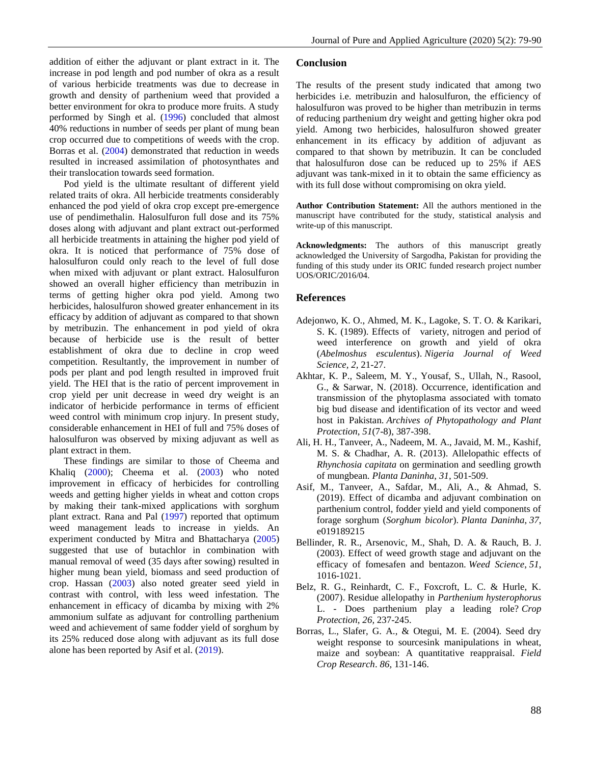addition of either the adjuvant or plant extract in it. The increase in pod length and pod number of okra as a result of various herbicide treatments was due to decrease in growth and density of parthenium weed that provided a better environment for okra to produce more fruits. A study performed by Singh et al. (1996) concluded that almost 40% reductions in number of seeds per plant of mung bean crop occurred due to competitions of weeds with the crop. Borras et al. (2004) demonstrated that reduction in weeds resulted in increased assimilation of photosynthates and their translocation towards seed formation.

Pod yield is the ultimate resultant of different yield related traits of okra. All herbicide treatments considerably enhanced the pod yield of okra crop except pre-emergence use of pendimethalin. Halosulfuron full dose and its 75% doses along with adjuvant and plant extract out-performed all herbicide treatments in attaining the higher pod yield of okra. It is noticed that performance of 75% dose of halosulfuron could only reach to the level of full dose when mixed with adjuvant or plant extract. Halosulfuron showed an overall higher efficiency than metribuzin in terms of getting higher okra pod yield. Among two herbicides, halosulfuron showed greater enhancement in its efficacy by addition of adjuvant as compared to that shown by metribuzin. The enhancement in pod yield of okra because of herbicide use is the result of better establishment of okra due to decline in crop weed competition. Resultantly, the improvement in number of pods per plant and pod length resulted in improved fruit yield. The HEI that is the ratio of percent improvement in crop yield per unit decrease in weed dry weight is an indicator of herbicide performance in terms of efficient weed control with minimum crop injury. In present study, considerable enhancement in HEI of full and 75% doses of halosulfuron was observed by mixing adjuvant as well as plant extract in them.

These findings are similar to those of Cheema and Khaliq (2000); Cheema et al. (2003) who noted improvement in efficacy of herbicides for controlling weeds and getting higher yields in wheat and cotton crops by making their tank-mixed applications with sorghum plant extract. Rana and Pal (1997) reported that optimum weed management leads to increase in yields. An experiment conducted by Mitra and Bhattacharya (2005) suggested that use of butachlor in combination with manual removal of weed (35 days after sowing) resulted in higher mung bean yield, biomass and seed production of crop. Hassan (2003) also noted greater seed yield in contrast with control, with less weed infestation. The enhancement in efficacy of dicamba by mixing with 2% ammonium sulfate as adjuvant for controlling parthenium weed and achievement of same fodder yield of sorghum by its 25% reduced dose along with adjuvant as its full dose alone has been reported by Asif et al. (2019).

## Conclusion

The results of the present study indicated that among two herbicides i.e. metribuzin and halosulfuron, the efficiency of halosulfuron was proved to be higher than metribuzin in terms of reducing parthenium dry weight and getting higher okra pod yield. Among two herbicides, halosulfuron showed greater enhancement in its efficacy by addition of adjuvant as compared to that shown by metribuzin. It can be concluded that halosulfuron dose can be reduced up to 25% if AES adjuvant was tank-mixed in it to obtain the same efficiency as with its full dose without compromising on okra yield.

**Author Contribution Statement:** All the authors mentioned in the manuscript have contributed for the study, statistical analysis and write-up of this manuscript.

**Acknowledgments:** The authors of this manuscript greatly acknowledged the University of Sargodha, Pakistan for providing the funding of this study under its ORIC funded research project number UOS/ORIC/2016/04.

## References

Adejonwo, K. O., Ahmed, M. K., Lagoke, S. T. O. & Karikari, S. K. (1989). Effects of variety, nitrogen and period of weed interference on growth and yield of okra (*Abelmoshus esculentus*). *Nigeria Journal of Weed Science, 2*, 21-27.

Akhtar, K. P., Saleem, M. Y., Yousaf, S., Ullah, N., Rasool, G., & Sarwar, N. (2018). Occurrence, identification and transmission of the phytoplasma associated with tomato big bud disease and identification of its vector and weed host in Pakistan. *Archives of Phytopathology and Plant Protection*, *51*(7-8), 387-398.

Ali, H. H., Tanveer, A., Nadeem, M. A., Javaid, M. M., Kashif, M. S. & Chadhar, A. R. (2013). Allelopathic effects of *Rhynchosia capitata* on germination and seedling growth of mungbean. *Planta Daninha*, *31*, 501-509.

Asif, M., Tanveer, A., Safdar, M., Ali, A., & Ahmad, S. (2019). Effect of dicamba and adjuvant combination on parthenium control, fodder yield and yield components of forage sorghum (*Sorghum bicolor*). *Planta Daninha*, *37*, e019189215

Bellinder, R. R., Arsenovic, M., Shah, D. A. & Rauch, B. J. (2003). Effect of weed growth stage and adjuvant on the efficacy of fomesafen and bentazon. *Weed Science*, *51*, 1016-1021.

Belz, R. G., Reinhardt, C. F., Foxcroft, L. C. & Hurle, K. (2007). Residue allelopathy in *Parthenium hysterophorus* L. - Does parthenium play a leading role? *Crop Protection*, *26,* 237-245.

Borras, L., Slafer, G. A., & Otegui, M. E. (2004). Seed dry weight response to sourcesink manipulations in wheat, maize and soybean: A quantitative reappraisal. *Field Crop Research*. *86,* 131-146.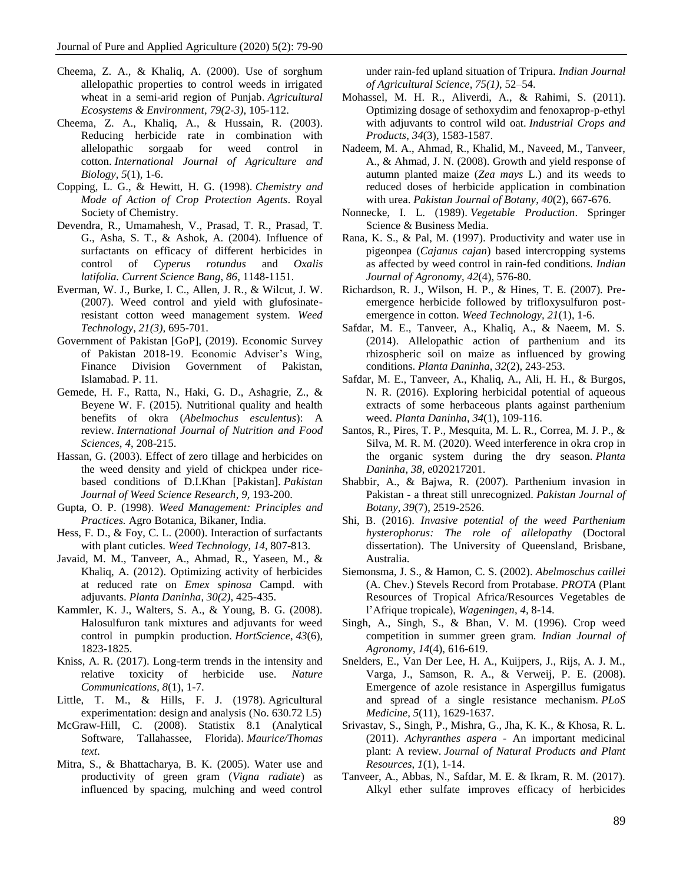Cheema, Z. A., & Khaliq, A. (2000). Use of sorghum allelopathic properties to control weeds in irrigated wheat in a semi-arid region of Punjab. *Agricultural Ecosystems & Environment, 79(2-3)*, 105-112.

Cheema, Z. A., Khaliq, A., & Hussain, R. (2003). Reducing herbicide rate in combination with allelopathic sorgaab for weed control in cotton. *International Journal of Agriculture and Biology*, *5*(1), 1-6.

Copping, L. G., & Hewitt, H. G. (1998). *Chemistry and Mode of Action of Crop Protection Agents*. Royal Society of Chemistry.

Devendra, R., Umamahesh, V., Prasad, T. R., Prasad, T. G., Asha, S. T., & Ashok, A. (2004). Influence of surfactants on efficacy of different herbicides in control of *Cyperus rotundus* and *Oxalis latifolia. Current Science Bang*, *86,* 1148-1151.

Everman, W. J., Burke, I. C., Allen, J. R., & Wilcut, J. W. (2007). Weed control and yield with glufosinate-resistant cotton weed management system. *Weed Technology, 21(3),* 695-701.

Government of Pakistan [GoP], (2019). Economic Survey of Pakistan 2018-19. Economic Adviser's Wing, Finance Division Government of Pakistan, Islamabad. P. 11.

Gemede, H. F., Ratta, N., Haki, G. D., Ashagrie, Z., & Beyene W. F. (2015). Nutritional quality and health benefits of okra (*Abelmochus esculentus*): A review. *International Journal of Nutrition and Food Sciences, 4*, 208-215.

Hassan, G. (2003). Effect of zero tillage and herbicides on the weed density and yield of chickpea under rice-based conditions of D.I.Khan [Pakistan]. *Pakistan Journal of Weed Science Research*, *9*, 193-200.

Gupta, O. P. (1998). *Weed Management: Principles and Practices.* Agro Botanica, Bikaner, India.

Hess, F. D., & Foy, C. L. (2000). Interaction of surfactants with plant cuticles. *Weed Technology*, *14*, 807-813.

Javaid, M. M., Tanveer, A., Ahmad, R., Yaseen, M., & Khaliq, A. (2012). Optimizing activity of herbicides at reduced rate on *Emex spinosa* Campd. with adjuvants. *Planta Daninha*, *30(2),* 425-435.

Kammler, K. J., Walters, S. A., & Young, B. G. (2008). Halosulfuron tank mixtures and adjuvants for weed control in pumpkin production. *HortScience*, *43*(6), 1823-1825.

Kniss, A. R. (2017). Long-term trends in the intensity and relative toxicity of herbicide use. *Nature Communications, 8*(1), 1-7.

Little, T. M., & Hills, F. J. (1978). Agricultural experimentation: design and analysis (No. 630.72 L5)

McGraw-Hill, C. (2008). Statistix 8.1 (Analytical Software, Tallahassee, Florida). *Maurice/Thomas text*.

Mitra, S., & Bhattacharya, B. K. (2005). Water use and productivity of green gram (*Vigna radiate*) as influenced by spacing, mulching and weed control under rain-fed upland situation of Tripura. *Indian Journal of Agricultural Science*, *75(1)*, 52–54.

Mohassel, M. H. R., Aliverdi, A., & Rahimi, S. (2011). Optimizing dosage of sethoxydim and fenoxaprop-p-ethyl with adjuvants to control wild oat. *Industrial Crops and Products*, *34*(3), 1583-1587.

Nadeem, M. A., Ahmad, R., Khalid, M., Naveed, M., Tanveer, A., & Ahmad, J. N. (2008). Growth and yield response of autumn planted maize (*Zea mays* L.) and its weeds to reduced doses of herbicide application in combination with urea. *Pakistan Journal of Botany*, *40*(2), 667-676.

Nonnecke, I. L. (1989). *Vegetable Production*. Springer Science & Business Media.

Rana, K. S., & Pal, M. (1997). Productivity and water use in pigeonpea (*Cajanus cajan*) based intercropping systems as affected by weed control in rain-fed conditions*. Indian Journal of Agronomy*, *42*(4), 576-80.

Richardson, R. J., Wilson, H. P., & Hines, T. E. (2007). Pre-emergence herbicide followed by trifloxysulfuron post-emergence in cotton. *Weed Technology*, *21*(1), 1-6.

Safdar, M. E., Tanveer, A., Khaliq, A., & Naeem, M. S. (2014). Allelopathic action of parthenium and its rhizospheric soil on maize as influenced by growing conditions. *Planta Daninha*, *32*(2), 243-253.

Safdar, M. E., Tanveer, A., Khaliq, A., Ali, H. H., & Burgos, N. R. (2016). Exploring herbicidal potential of aqueous extracts of some herbaceous plants against parthenium weed. *Planta Daninha*, *34*(1), 109-116.

Santos, R., Pires, T. P., Mesquita, M. L. R., Correa, M. J. P., & Silva, M. R. M. (2020). Weed interference in okra crop in the organic system during the dry season. *Planta Daninha, 38,* e020217201.

Shabbir, A., & Bajwa, R. (2007). Parthenium invasion in Pakistan - a threat still unrecognized. *Pakistan Journal of Botany*, *39*(7), 2519-2526.

Shi, B. (2016). *Invasive potential of the weed Parthenium hysterophorus: The role of allelopathy* (Doctoral dissertation). The University of Queensland, Brisbane, Australia.

Siemonsma, J. S., & Hamon, C. S. (2002). *Abelmoschus caillei* (A. Chev.) Stevels Record from Protabase. *PROTA* (Plant Resources of Tropical Africa/Resources Vegetables de l'Afrique tropicale), *Wageningen*, *4,* 8-14.

Singh, A., Singh, S., & Bhan, V. M. (1996). Crop weed competition in summer green gram*. Indian Journal of Agronomy*, *14*(4), 616-619.

Snelders, E., Van Der Lee, H. A., Kuijpers, J., Rijs, A. J. M., Varga, J., Samson, R. A., & Verweij, P. E. (2008). Emergence of azole resistance in Aspergillus fumigatus and spread of a single resistance mechanism. *PLoS Medicine*, *5*(11), 1629-1637.

Srivastav, S., Singh, P., Mishra, G., Jha, K. K., & Khosa, R. L. (2011). *Achyranthes aspera* - An important medicinal plant: A review. *Journal of Natural Products and Plant Resources*, *1*(1), 1-14.

Tanveer, A., Abbas, N., Safdar, M. E. & Ikram, R. M. (2017). Alkyl ether sulfate improves efficacy of herbicides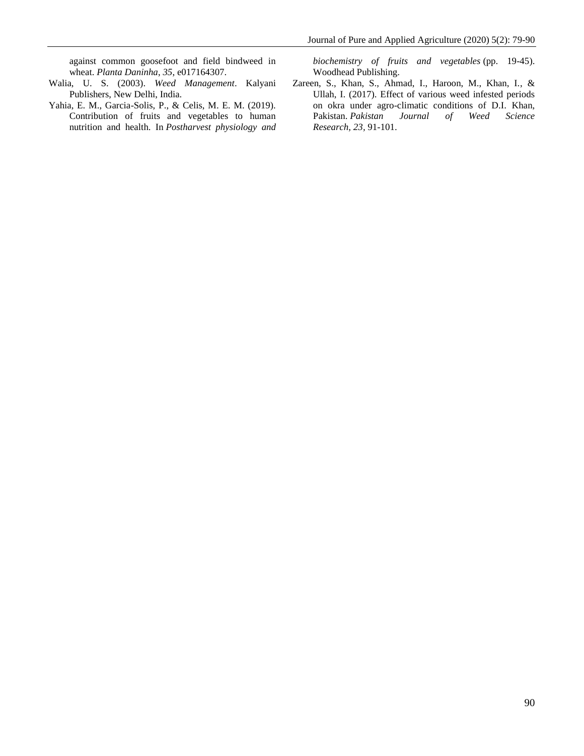against common goosefoot and field bindweed in wheat. *Planta Daninha*, *35*, e017164307.

Walia, U. S. (2003). *Weed Management*. Kalyani Publishers, New Delhi, India.

Yahia, E. M., Garcia-Solis, P., & Celis, M. E. M. (2019). Contribution of fruits and vegetables to human nutrition and health. In *Postharvest physiology and biochemistry of fruits and vegetables* (pp. 19-45). Woodhead Publishing.

Zareen, S., Khan, S., Ahmad, I., Haroon, M., Khan, I., & Ullah, I. (2017). Effect of various weed infested periods on okra under agro-climatic conditions of D.I. Khan, Pakistan. *Pakistan Journal of Weed Science Research, 23,* 91-101.